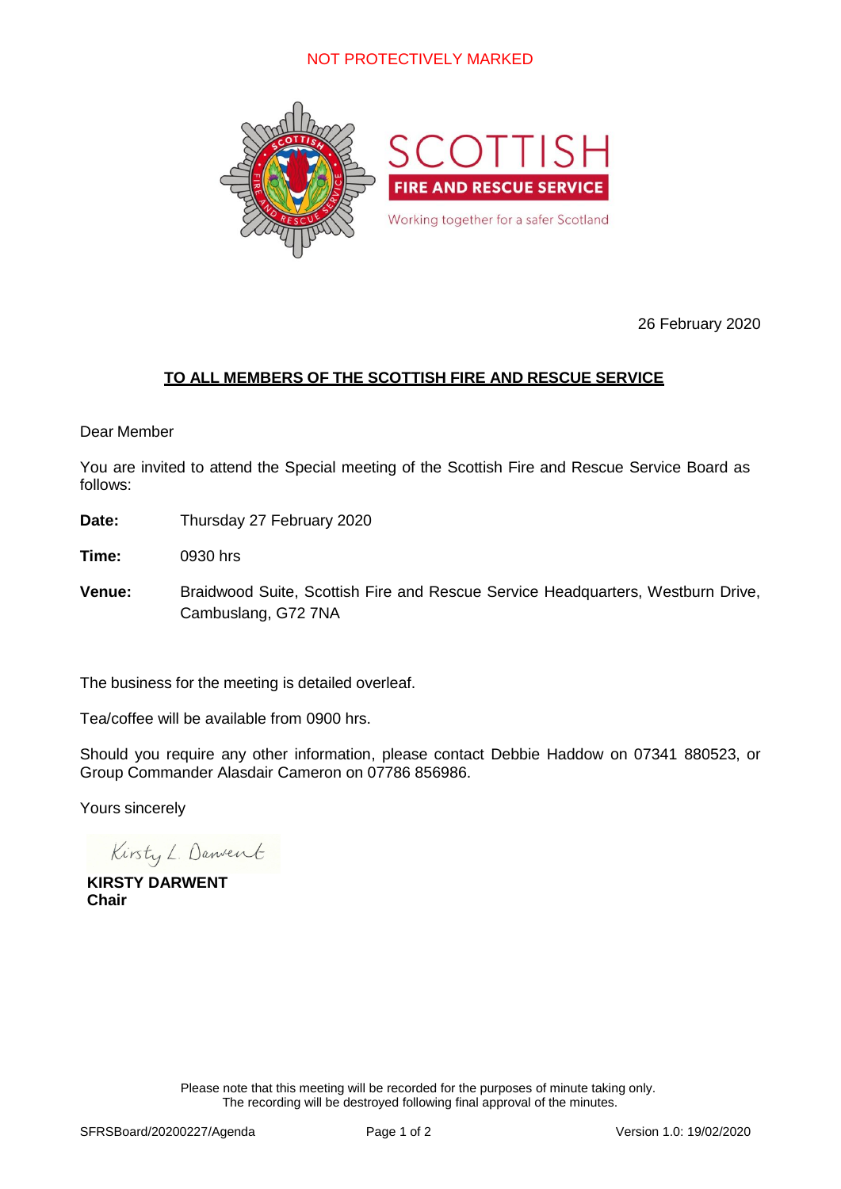NOT PROTECTIVELY MARKED

SCOTTISH FIRE AND RESCUE SERVICE

Working together for a safer Scotland

26 February 2020

**TO ALL MEMBERS OF THE SCOTTISH FIRE AND RESCUE SERVICE**

Dear Member

You are invited to attend the Special meeting of the Scottish Fire and Rescue Service Board as follows:

**Date:** Thursday 27 February 2020

**Time:** 0930 hrs

**Venue:** Braidwood Suite, Scottish Fire and Rescue Service Headquarters, Westburn Drive, Cambuslang, G72 7NA

The business for the meeting is detailed overleaf.

Tea/coffee will be available from 0900 hrs.

Should you require any other information, please contact Debbie Haddow on 07341 880523, or Group Commander Alasdair Cameron on 07786 856986.

Yours sincerely

Kirsty L. Darwent

**KIRSTY DARWENT**
**Chair**

Please note that this meeting will be recorded for the purposes of minute taking only. The recording will be destroyed following final approval of the minutes.

SFRSBoard/20200227/Agenda — Version 1.0: 19/02/2020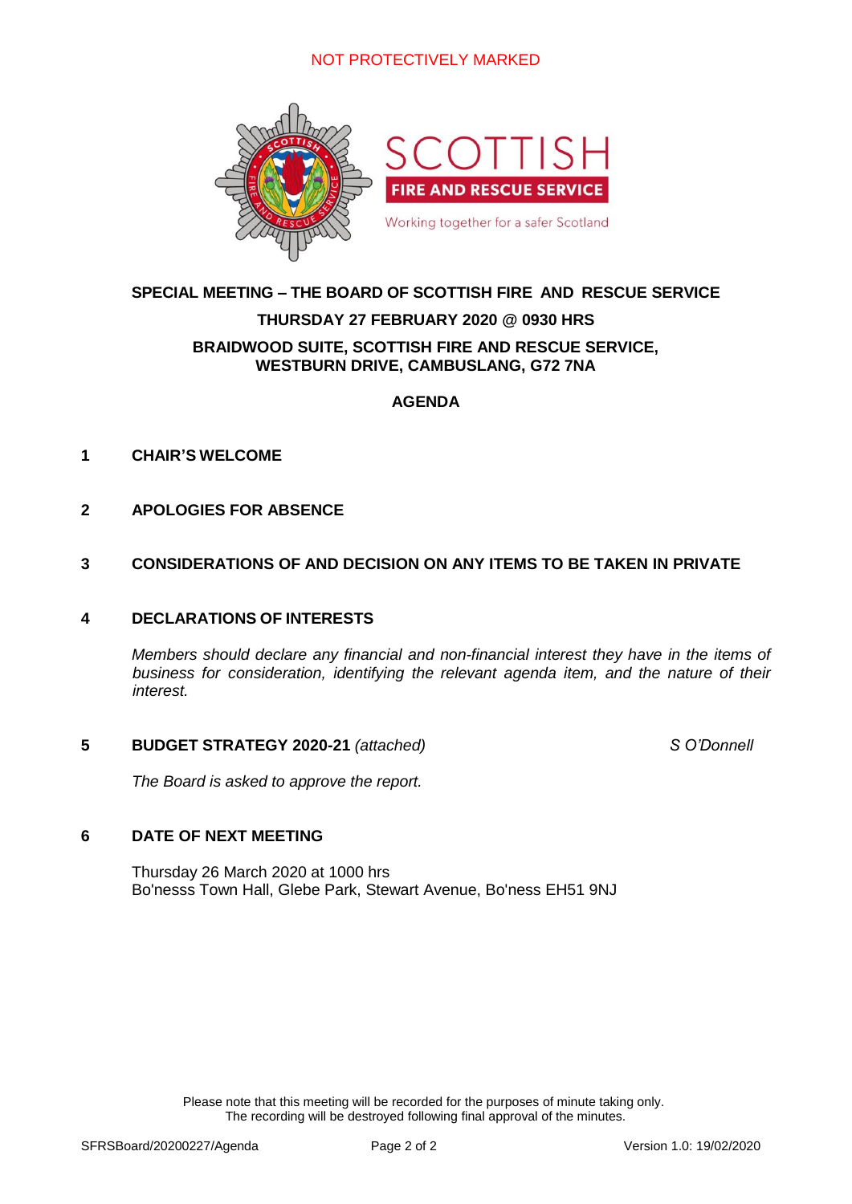NOT PROTECTIVELY MARKED

# SPECIAL MEETING – THE BOARD OF SCOTTISH FIRE AND RESCUE SERVICE

**THURSDAY 27 FEBRUARY 2020 @ 0930 HRS**

**BRAIDWOOD SUITE, SCOTTISH FIRE AND RESCUE SERVICE, WESTBURN DRIVE, CAMBUSLANG, G72 7NA**

## AGENDA

**1 CHAIR'S WELCOME**

**2 APOLOGIES FOR ABSENCE**

**3 CONSIDERATIONS OF AND DECISION ON ANY ITEMS TO BE TAKEN IN PRIVATE**

**4 DECLARATIONS OF INTERESTS**

*Members should declare any financial and non-financial interest they have in the items of business for consideration, identifying the relevant agenda item, and the nature of their interest.*

**5 BUDGET STRATEGY 2020-21** *(attached)* — *S O'Donnell*

*The Board is asked to approve the report.*

**6 DATE OF NEXT MEETING**

Thursday 26 March 2020 at 1000 hrs
Bo'nesss Town Hall, Glebe Park, Stewart Avenue, Bo'ness EH51 9NJ

Please note that this meeting will be recorded for the purposes of minute taking only. The recording will be destroyed following final approval of the minutes.

SFRSBoard/20200227/Agenda — Version 1.0: 19/02/2020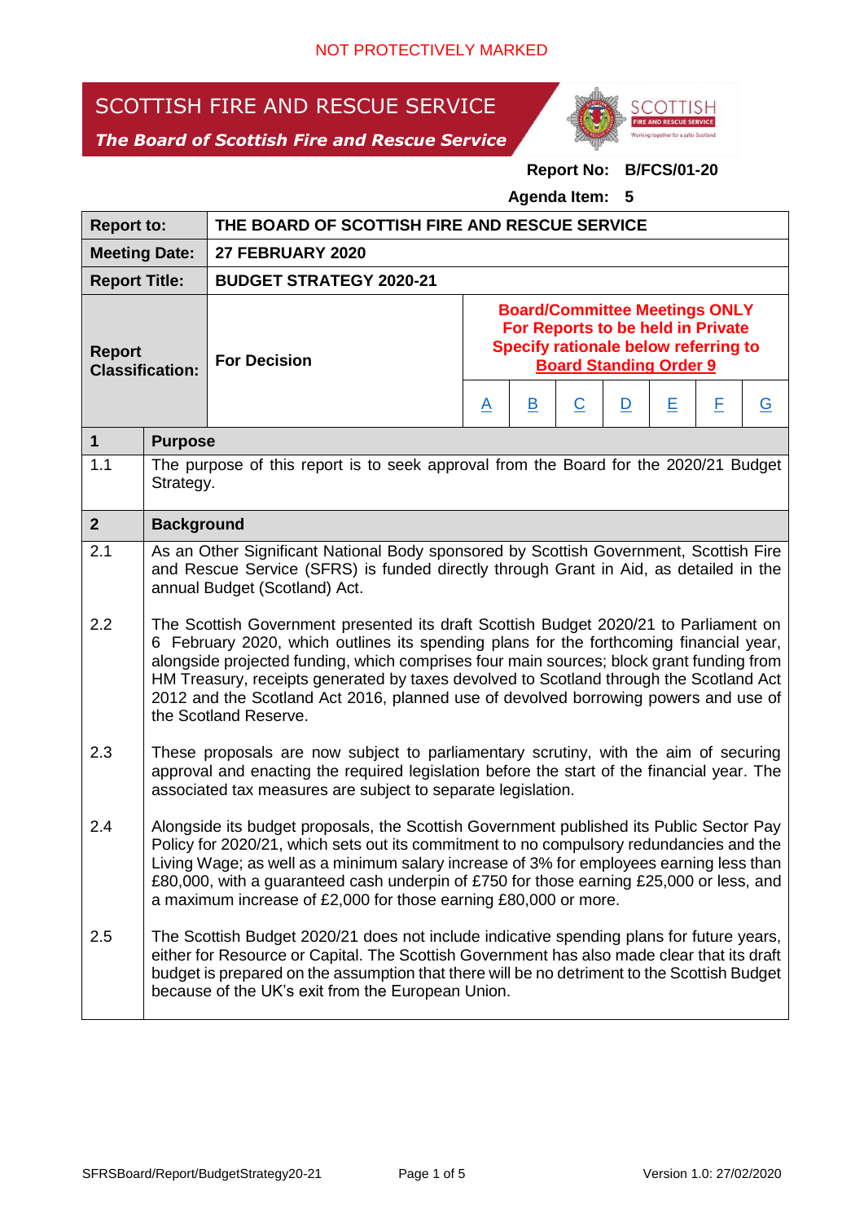NOT PROTECTIVELY MARKED

# SCOTTISH FIRE AND RESCUE SERVICE

***The Board of Scottish Fire and Rescue Service***

**Report No: B/FCS/01-20**

**Agenda Item: 5**

| **Report to:** | **THE BOARD OF SCOTTISH FIRE AND RESCUE SERVICE** | | | | | | | |
|---|---|---|---|---|---|---|---|---|
| **Meeting Date:** | **27 FEBRUARY 2020** | | | | | | | |
| **Report Title:** | **BUDGET STRATEGY 2020-21** | | | | | | | |
| **Report Classification:** | **For Decision** | **Board/Committee Meetings ONLY For Reports to be held in Private Specify rationale below referring to Board Standing Order 9** | | | | | | |
| | | A | B | C | D | E | F | G |

| **1** | **Purpose** |
|---|---|
| 1.1 | The purpose of this report is to seek approval from the Board for the 2020/21 Budget Strategy. |
| **2** | **Background** |
| 2.1 | As an Other Significant National Body sponsored by Scottish Government, Scottish Fire and Rescue Service (SFRS) is funded directly through Grant in Aid, as detailed in the annual Budget (Scotland) Act. |
| 2.2 | The Scottish Government presented its draft Scottish Budget 2020/21 to Parliament on 6 February 2020, which outlines its spending plans for the forthcoming financial year, alongside projected funding, which comprises four main sources; block grant funding from HM Treasury, receipts generated by taxes devolved to Scotland through the Scotland Act 2012 and the Scotland Act 2016, planned use of devolved borrowing powers and use of the Scotland Reserve. |
| 2.3 | These proposals are now subject to parliamentary scrutiny, with the aim of securing approval and enacting the required legislation before the start of the financial year. The associated tax measures are subject to separate legislation. |
| 2.4 | Alongside its budget proposals, the Scottish Government published its Public Sector Pay Policy for 2020/21, which sets out its commitment to no compulsory redundancies and the Living Wage; as well as a minimum salary increase of 3% for employees earning less than £80,000, with a guaranteed cash underpin of £750 for those earning £25,000 or less, and a maximum increase of £2,000 for those earning £80,000 or more. |
| 2.5 | The Scottish Budget 2020/21 does not include indicative spending plans for future years, either for Resource or Capital. The Scottish Government has also made clear that its draft budget is prepared on the assumption that there will be no detriment to the Scottish Budget because of the UK's exit from the European Union. |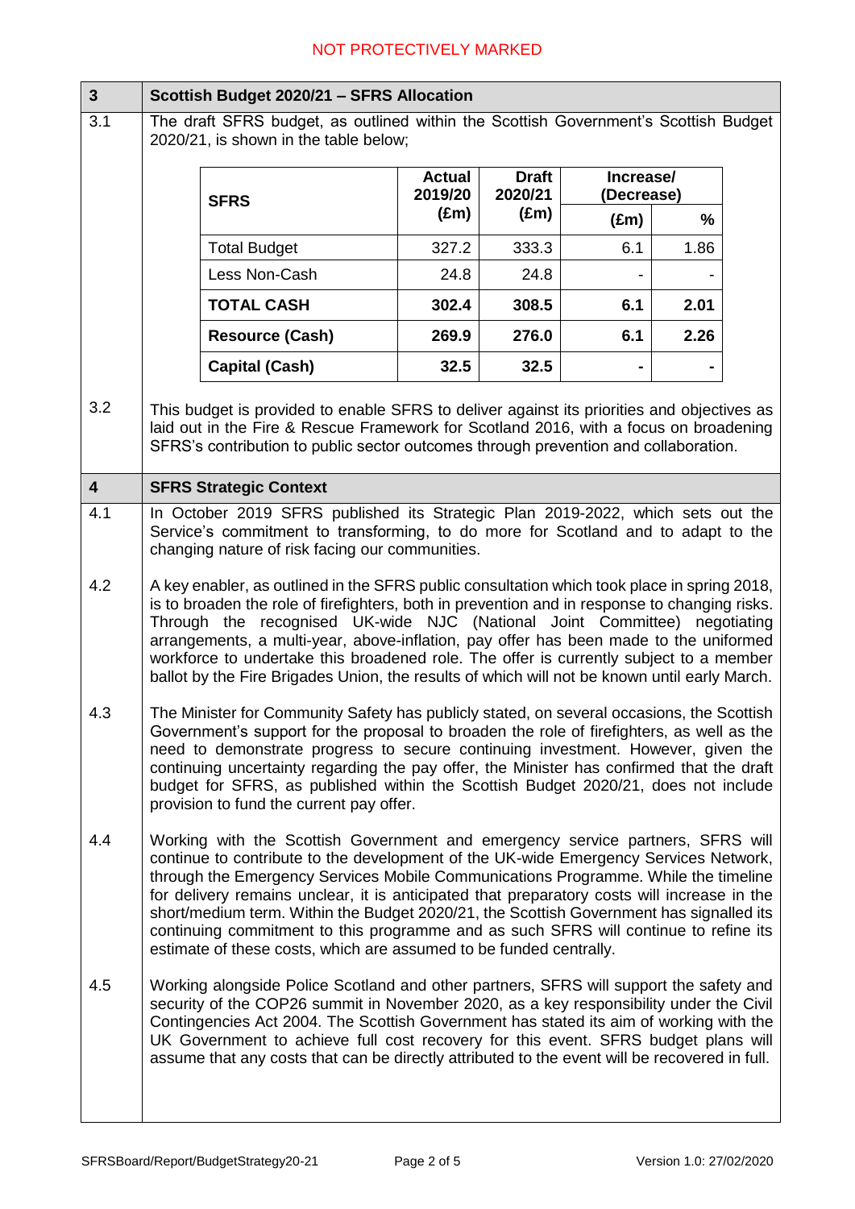## 3 Scottish Budget 2020/21 – SFRS Allocation

3.1 The draft SFRS budget, as outlined within the Scottish Government's Scottish Budget 2020/21, is shown in the table below;

| SFRS | Actual 2019/20 (£m) | Draft 2020/21 (£m) | Increase/ (Decrease) | |
|---|---|---|---|---|
| | | | (£m) | % |
| Total Budget | 327.2 | 333.3 | 6.1 | 1.86 |
| Less Non-Cash | 24.8 | 24.8 | - | - |
| **TOTAL CASH** | **302.4** | **308.5** | **6.1** | **2.01** |
| **Resource (Cash)** | **269.9** | **276.0** | **6.1** | **2.26** |
| **Capital (Cash)** | **32.5** | **32.5** | **-** | **-** |

3.2 This budget is provided to enable SFRS to deliver against its priorities and objectives as laid out in the Fire & Rescue Framework for Scotland 2016, with a focus on broadening SFRS's contribution to public sector outcomes through prevention and collaboration.

## 4 SFRS Strategic Context

4.1 In October 2019 SFRS published its Strategic Plan 2019-2022, which sets out the Service's commitment to transforming, to do more for Scotland and to adapt to the changing nature of risk facing our communities.

4.2 A key enabler, as outlined in the SFRS public consultation which took place in spring 2018, is to broaden the role of firefighters, both in prevention and in response to changing risks. Through the recognised UK-wide NJC (National Joint Committee) negotiating arrangements, a multi-year, above-inflation, pay offer has been made to the uniformed workforce to undertake this broadened role. The offer is currently subject to a member ballot by the Fire Brigades Union, the results of which will not be known until early March.

4.3 The Minister for Community Safety has publicly stated, on several occasions, the Scottish Government's support for the proposal to broaden the role of firefighters, as well as the need to demonstrate progress to secure continuing investment. However, given the continuing uncertainty regarding the pay offer, the Minister has confirmed that the draft budget for SFRS, as published within the Scottish Budget 2020/21, does not include provision to fund the current pay offer.

4.4 Working with the Scottish Government and emergency service partners, SFRS will continue to contribute to the development of the UK-wide Emergency Services Network, through the Emergency Services Mobile Communications Programme. While the timeline for delivery remains unclear, it is anticipated that preparatory costs will increase in the short/medium term. Within the Budget 2020/21, the Scottish Government has signalled its continuing commitment to this programme and as such SFRS will continue to refine its estimate of these costs, which are assumed to be funded centrally.

4.5 Working alongside Police Scotland and other partners, SFRS will support the safety and security of the COP26 summit in November 2020, as a key responsibility under the Civil Contingencies Act 2004. The Scottish Government has stated its aim of working with the UK Government to achieve full cost recovery for this event. SFRS budget plans will assume that any costs that can be directly attributed to the event will be recovered in full.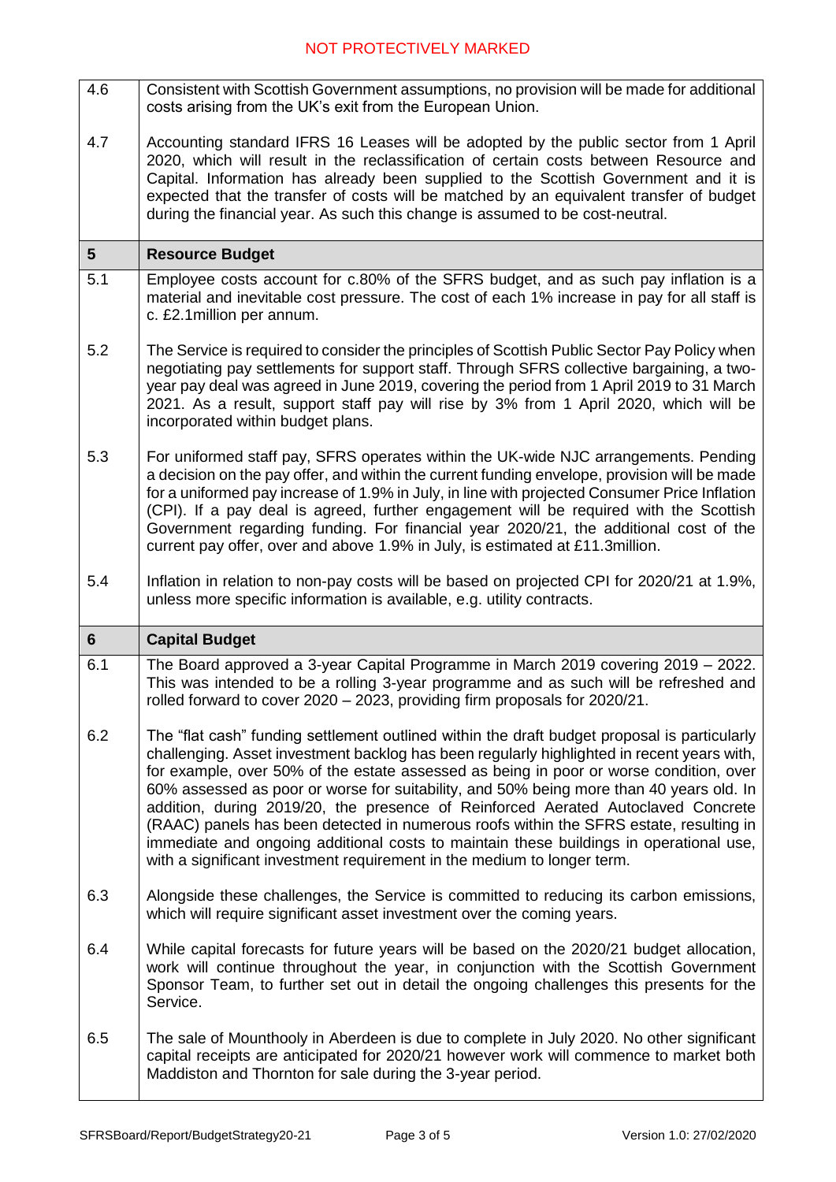| | |
|---|---|
| 4.6 | Consistent with Scottish Government assumptions, no provision will be made for additional costs arising from the UK's exit from the European Union. |
| 4.7 | Accounting standard IFRS 16 Leases will be adopted by the public sector from 1 April 2020, which will result in the reclassification of certain costs between Resource and Capital. Information has already been supplied to the Scottish Government and it is expected that the transfer of costs will be matched by an equivalent transfer of budget during the financial year. As such this change is assumed to be cost-neutral. |
| **5** | **Resource Budget** |
| 5.1 | Employee costs account for c.80% of the SFRS budget, and as such pay inflation is a material and inevitable cost pressure. The cost of each 1% increase in pay for all staff is c. £2.1million per annum. |
| 5.2 | The Service is required to consider the principles of Scottish Public Sector Pay Policy when negotiating pay settlements for support staff. Through SFRS collective bargaining, a two-year pay deal was agreed in June 2019, covering the period from 1 April 2019 to 31 March 2021. As a result, support staff pay will rise by 3% from 1 April 2020, which will be incorporated within budget plans. |
| 5.3 | For uniformed staff pay, SFRS operates within the UK-wide NJC arrangements. Pending a decision on the pay offer, and within the current funding envelope, provision will be made for a uniformed pay increase of 1.9% in July, in line with projected Consumer Price Inflation (CPI). If a pay deal is agreed, further engagement will be required with the Scottish Government regarding funding. For financial year 2020/21, the additional cost of the current pay offer, over and above 1.9% in July, is estimated at £11.3million. |
| 5.4 | Inflation in relation to non-pay costs will be based on projected CPI for 2020/21 at 1.9%, unless more specific information is available, e.g. utility contracts. |
| **6** | **Capital Budget** |
| 6.1 | The Board approved a 3-year Capital Programme in March 2019 covering 2019 – 2022. This was intended to be a rolling 3-year programme and as such will be refreshed and rolled forward to cover 2020 – 2023, providing firm proposals for 2020/21. |
| 6.2 | The "flat cash" funding settlement outlined within the draft budget proposal is particularly challenging. Asset investment backlog has been regularly highlighted in recent years with, for example, over 50% of the estate assessed as being in poor or worse condition, over 60% assessed as poor or worse for suitability, and 50% being more than 40 years old. In addition, during 2019/20, the presence of Reinforced Aerated Autoclaved Concrete (RAAC) panels has been detected in numerous roofs within the SFRS estate, resulting in immediate and ongoing additional costs to maintain these buildings in operational use, with a significant investment requirement in the medium to longer term. |
| 6.3 | Alongside these challenges, the Service is committed to reducing its carbon emissions, which will require significant asset investment over the coming years. |
| 6.4 | While capital forecasts for future years will be based on the 2020/21 budget allocation, work will continue throughout the year, in conjunction with the Scottish Government Sponsor Team, to further set out in detail the ongoing challenges this presents for the Service. |
| 6.5 | The sale of Mounthooly in Aberdeen is due to complete in July 2020. No other significant capital receipts are anticipated for 2020/21 however work will commence to market both Maddiston and Thornton for sale during the 3-year period. |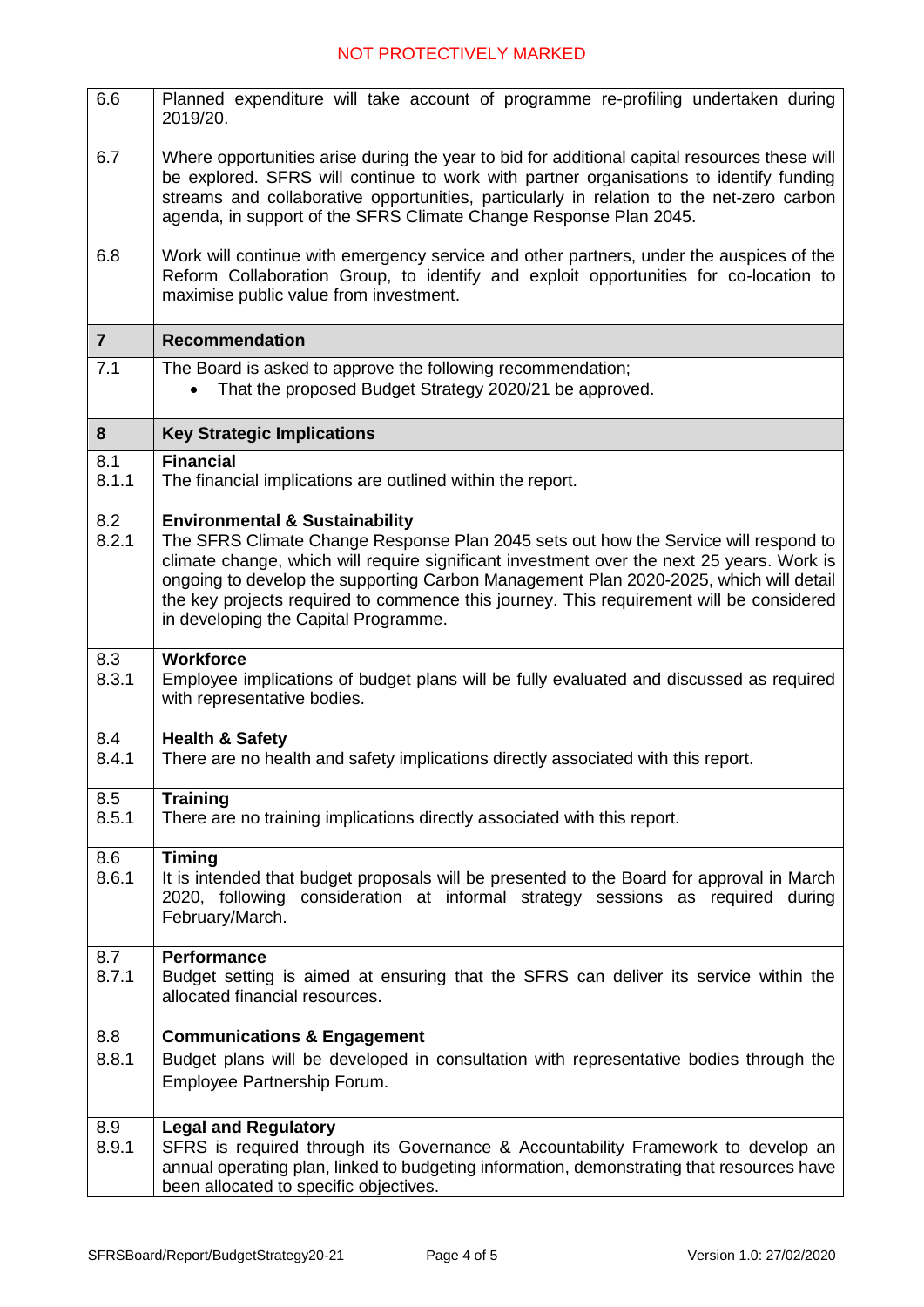| | |
|---|---|
| 6.6 | Planned expenditure will take account of programme re-profiling undertaken during 2019/20. |
| 6.7 | Where opportunities arise during the year to bid for additional capital resources these will be explored. SFRS will continue to work with partner organisations to identify funding streams and collaborative opportunities, particularly in relation to the net-zero carbon agenda, in support of the SFRS Climate Change Response Plan 2045. |
| 6.8 | Work will continue with emergency service and other partners, under the auspices of the Reform Collaboration Group, to identify and exploit opportunities for co-location to maximise public value from investment. |
| **7** | **Recommendation** |
| 7.1 | The Board is asked to approve the following recommendation;<br>• That the proposed Budget Strategy 2020/21 be approved. |
| **8** | **Key Strategic Implications** |
| 8.1<br>8.1.1 | **Financial**<br>The financial implications are outlined within the report. |
| 8.2<br>8.2.1 | **Environmental & Sustainability**<br>The SFRS Climate Change Response Plan 2045 sets out how the Service will respond to climate change, which will require significant investment over the next 25 years. Work is ongoing to develop the supporting Carbon Management Plan 2020-2025, which will detail the key projects required to commence this journey. This requirement will be considered in developing the Capital Programme. |
| 8.3<br>8.3.1 | **Workforce**<br>Employee implications of budget plans will be fully evaluated and discussed as required with representative bodies. |
| 8.4<br>8.4.1 | **Health & Safety**<br>There are no health and safety implications directly associated with this report. |
| 8.5<br>8.5.1 | **Training**<br>There are no training implications directly associated with this report. |
| 8.6<br>8.6.1 | **Timing**<br>It is intended that budget proposals will be presented to the Board for approval in March 2020, following consideration at informal strategy sessions as required during February/March. |
| 8.7<br>8.7.1 | **Performance**<br>Budget setting is aimed at ensuring that the SFRS can deliver its service within the allocated financial resources. |
| 8.8<br>8.8.1 | **Communications & Engagement**<br>Budget plans will be developed in consultation with representative bodies through the Employee Partnership Forum. |
| 8.9<br>8.9.1 | **Legal and Regulatory**<br>SFRS is required through its Governance & Accountability Framework to develop an annual operating plan, linked to budgeting information, demonstrating that resources have been allocated to specific objectives. |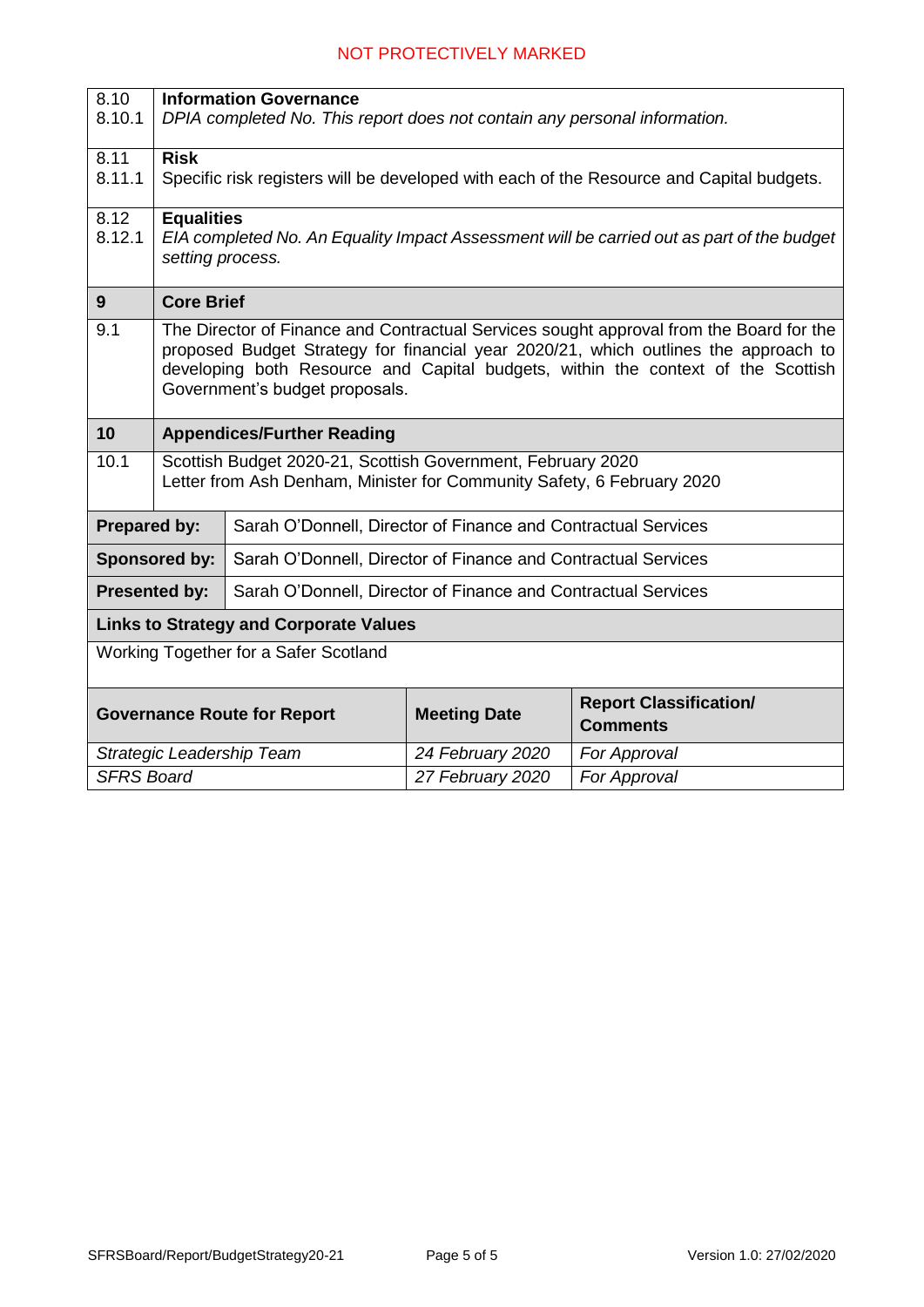| | |
|---|---|
| 8.10<br>8.10.1 | **Information Governance**<br>*DPIA completed No. This report does not contain any personal information.* |
| 8.11<br>8.11.1 | **Risk**<br>Specific risk registers will be developed with each of the Resource and Capital budgets. |
| 8.12<br>8.12.1 | **Equalities**<br>*EIA completed No. An Equality Impact Assessment will be carried out as part of the budget setting process.* |
| **9** | **Core Brief** |
| 9.1 | The Director of Finance and Contractual Services sought approval from the Board for the proposed Budget Strategy for financial year 2020/21, which outlines the approach to developing both Resource and Capital budgets, within the context of the Scottish Government's budget proposals. |
| **10** | **Appendices/Further Reading** |
| 10.1 | Scottish Budget 2020-21, Scottish Government, February 2020<br>Letter from Ash Denham, Minister for Community Safety, 6 February 2020 |

| | |
|---|---|
| **Prepared by:** | Sarah O'Donnell, Director of Finance and Contractual Services |
| **Sponsored by:** | Sarah O'Donnell, Director of Finance and Contractual Services |
| **Presented by:** | Sarah O'Donnell, Director of Finance and Contractual Services |

**Links to Strategy and Corporate Values**

Working Together for a Safer Scotland

| Governance Route for Report | Meeting Date | Report Classification/ Comments |
|---|---|---|
| *Strategic Leadership Team* | *24 February 2020* | *For Approval* |
| *SFRS Board* | *27 February 2020* | *For Approval* |